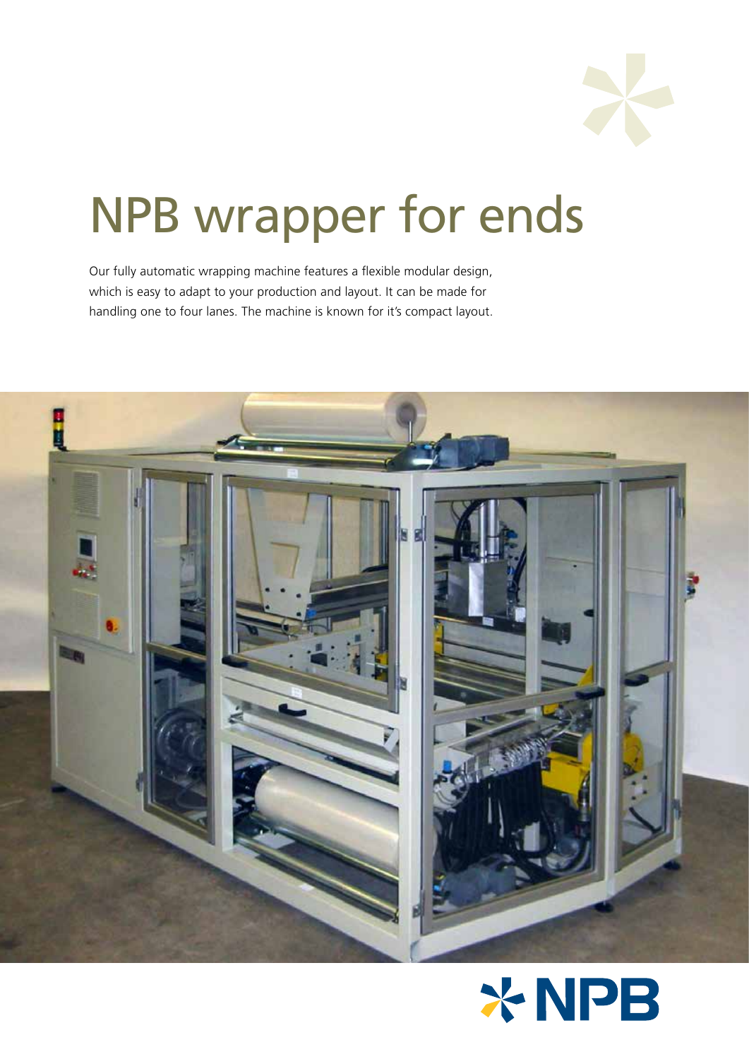# NPB wrapper for ends

Our fully automatic wrapping machine features a flexible modular design, which is easy to adapt to your production and layout. It can be made for handling one to four lanes. The machine is known for it's compact layout.

NPB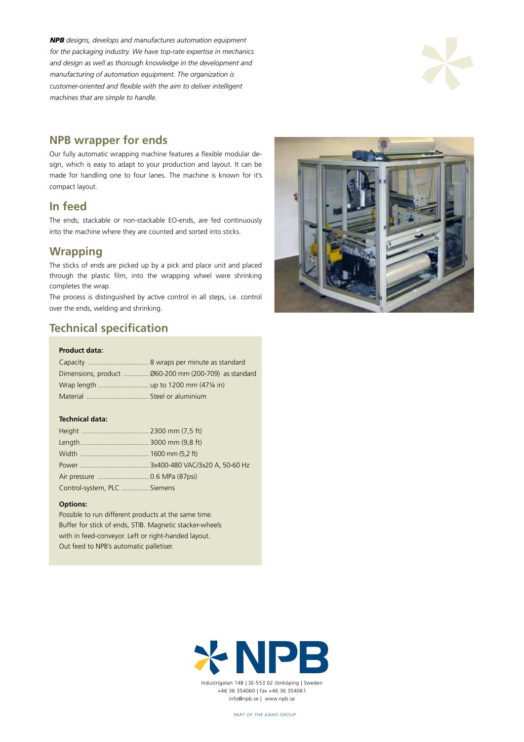***NPB*** *designs, develops and manufactures automation equipment for the packaging industry. We have top-rate expertise in mechanics and design as well as thorough knowledge in the development and manufacturing of automation equipment. The organization is customer-oriented and flexible with the aim to deliver intelligent machines that are simple to handle.*

## NPB wrapper for ends

Our fully automatic wrapping machine features a flexible modular design, which is easy to adapt to your production and layout. It can be made for handling one to four lanes. The machine is known for it's compact layout.

## In feed

The ends, stackable or non-stackable EO-ends, are fed continuously into the machine where they are counted and sorted into sticks.

## Wrapping

The sticks of ends are picked up by a pick and place unit and placed through the plastic film, into the wrapping wheel were shrinking completes the wrap.

The process is distinguished by active control in all steps, i.e. control over the ends, welding and shrinking.

## Technical specification

**Product data:**

| | |
|---|---|
| Capacity | 8 wraps per minute as standard |
| Dimensions, product | Ø60-200 mm (200-709) as standard |
| Wrap length | up to 1200 mm (47¼ in) |
| Material | Steel or aluminium |

**Technical data:**

| | |
|---|---|
| Height | 2300 mm (7,5 ft) |
| Length | 3000 mm (9,8 ft) |
| Width | 1600 mm (5,2 ft) |
| Power | 3x400-480 VAC/3x20 A, 50-60 Hz |
| Air pressure | 0.6 MPa (87psi) |
| Control-system, PLC | Siemens |

**Options:**

Possible to run different products at the same time. Buffer for stick of ends, STIB. Magnetic stacker-wheels with in feed-conveyor. Left or right-handed layout. Out feed to NPB's automatic palletiser.

NPB

Industrigatan 14B | SE-553 02 Jönköping | Sweden
+46 36 354060 | fax +46 36 354061
info@npb.se | www.npb.se

*PART OF THE XANO GROUP*